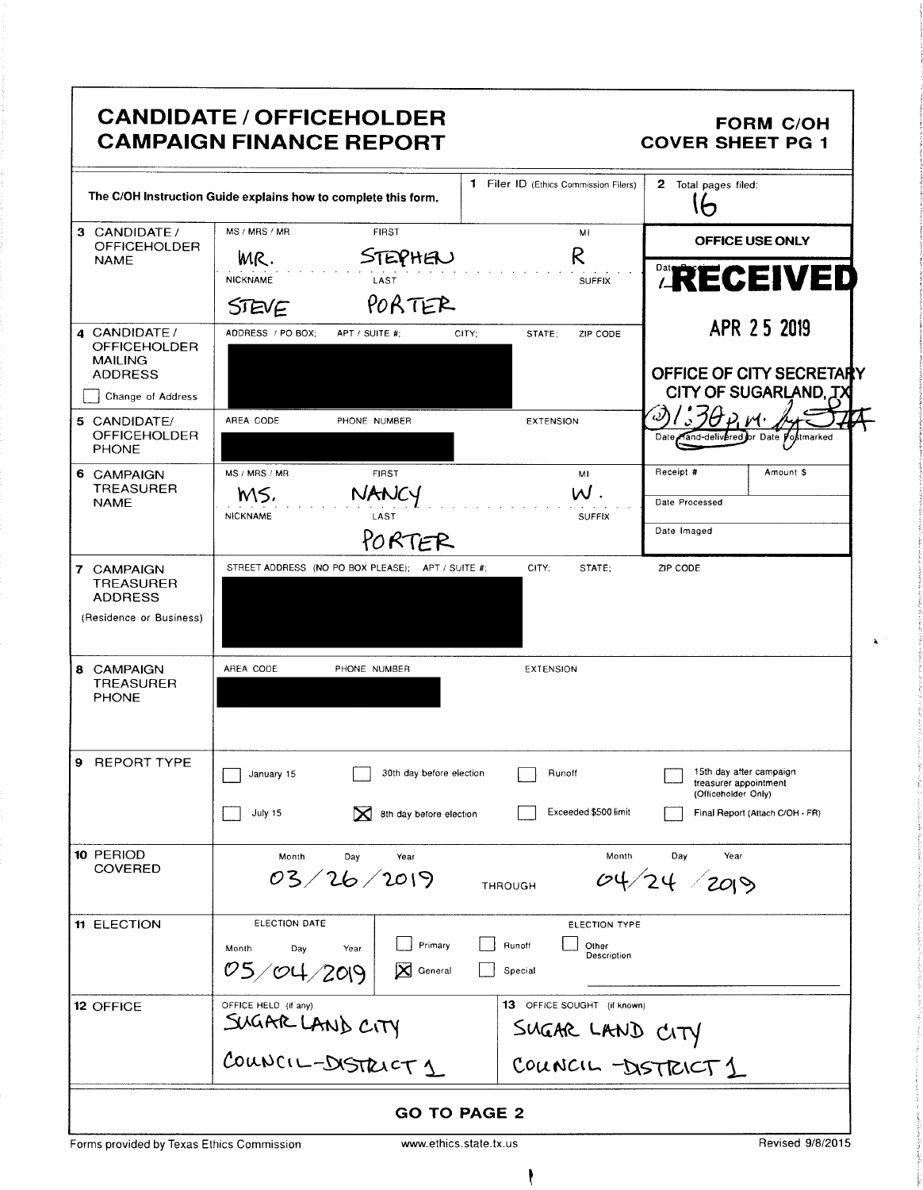# CANDIDATE / OFFICEHOLDER CAMPAIGN FINANCE REPORT

**FORM C/OH COVER SHEET PG 1**

The C/OH Instruction Guide explains how to complete this form.

| | | |
|---|---|---|
| **1** Filer ID (Ethics Commission Filers) | | **2** Total pages filed: 16 |

**3 CANDIDATE / OFFICEHOLDER NAME**

| MS / MRS / MR | FIRST | MI |
|---|---|---|
| MR. | STEPHEN | R |

| NICKNAME | LAST | SUFFIX |
|---|---|---|
| STEVE | PORTER | |

**OFFICE USE ONLY**

RECEIVED
APR 25 2019
OFFICE OF CITY SECRETARY
CITY OF SUGARLAND, TX
@1:30 P.M.
Date Hand-delivered or Date Postmarked

| Receipt # | Amount $ |
|---|---|
| | |

Date Processed

Date Imaged

**4 CANDIDATE / OFFICEHOLDER MAILING ADDRESS**

ADDRESS / PO BOX; APT / SUITE #; CITY; STATE; ZIP CODE

[REDACTED]

☐ Change of Address

**5 CANDIDATE/ OFFICEHOLDER PHONE**

AREA CODE PHONE NUMBER EXTENSION

[REDACTED]

**6 CAMPAIGN TREASURER NAME**

| MS / MRS / MR | FIRST | MI |
|---|---|---|
| MS. | NANCY | W. |

| NICKNAME | LAST | SUFFIX |
|---|---|---|
| | PORTER | |

**7 CAMPAIGN TREASURER ADDRESS (Residence or Business)**

STREET ADDRESS (NO PO BOX PLEASE); APT / SUITE #; CITY; STATE; ZIP CODE

[REDACTED]

**8 CAMPAIGN TREASURER PHONE**

AREA CODE PHONE NUMBER EXTENSION

[REDACTED]

**9 REPORT TYPE**

- ☐ January 15
- ☐ 30th day before election
- ☐ Runoff
- ☐ 15th day after campaign treasurer appointment (Officeholder Only)
- ☐ July 15
- ☒ 8th day before election
- ☐ Exceeded $500 limit
- ☐ Final Report (Attach C/OH - FR)

**10 PERIOD COVERED**

Month / Day / Year: 03/26/2019 THROUGH Month / Day / Year: 04/24/2019

**11 ELECTION**

ELECTION DATE (Month / Day / Year): 05/04/2019

ELECTION TYPE:
- ☐ Primary
- ☐ Runoff
- ☐ Other Description
- ☒ General
- ☐ Special

**12 OFFICE**

OFFICE HELD (if any): SUGAR LAND CITY COUNCIL-DISTRICT 1

**13** OFFICE SOUGHT (if known): SUGAR LAND CITY COUNCIL -DISTRICT 1

**GO TO PAGE 2**

Forms provided by Texas Ethics Commission www.ethics.state.tx.us Revised 9/8/2015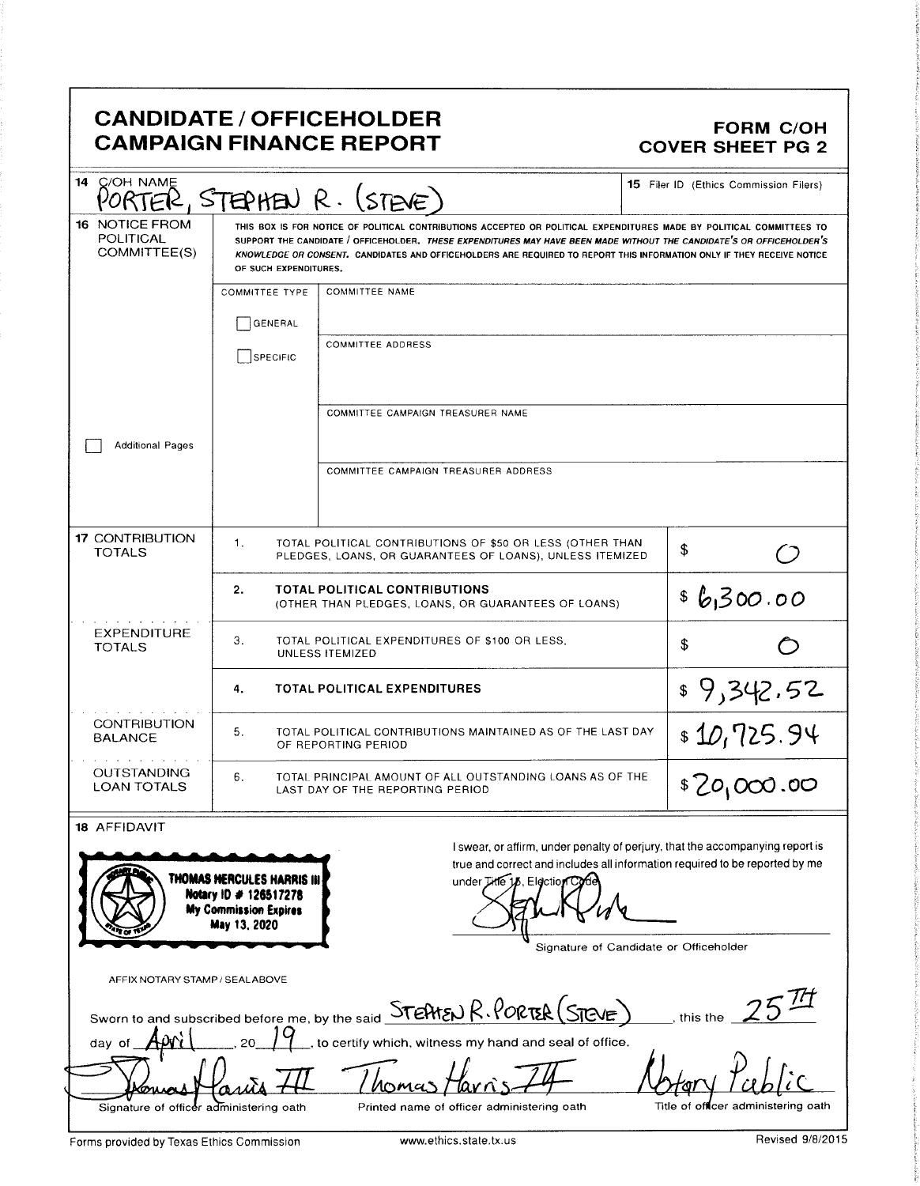# CANDIDATE / OFFICEHOLDER CAMPAIGN FINANCE REPORT

**FORM C/OH COVER SHEET PG 2**

**14** C/OH NAME: PORTER, STEPHEN R. (STEVE)

**15** Filer ID (Ethics Commission Filers)

**16** NOTICE FROM POLITICAL COMMITTEE(S)

THIS BOX IS FOR NOTICE OF POLITICAL CONTRIBUTIONS ACCEPTED OR POLITICAL EXPENDITURES MADE BY POLITICAL COMMITTEES TO SUPPORT THE CANDIDATE / OFFICEHOLDER. *THESE EXPENDITURES MAY HAVE BEEN MADE WITHOUT THE CANDIDATE'S OR OFFICEHOLDER'S KNOWLEDGE OR CONSENT.* CANDIDATES AND OFFICEHOLDERS ARE REQUIRED TO REPORT THIS INFORMATION ONLY IF THEY RECEIVE NOTICE OF SUCH EXPENDITURES.

COMMITTEE TYPE: ☐ GENERAL ☐ SPECIFIC

COMMITTEE NAME:

COMMITTEE ADDRESS:

COMMITTEE CAMPAIGN TREASURER NAME:

COMMITTEE CAMPAIGN TREASURER ADDRESS:

☐ Additional Pages

| | | | |
|---|---|---|---|
| **17** CONTRIBUTION TOTALS | 1. | TOTAL POLITICAL CONTRIBUTIONS OF $50 OR LESS (OTHER THAN PLEDGES, LOANS, OR GUARANTEES OF LOANS), UNLESS ITEMIZED | $ 0 |
| | 2. | **TOTAL POLITICAL CONTRIBUTIONS** (OTHER THAN PLEDGES, LOANS, OR GUARANTEES OF LOANS) | $ 6,300.00 |
| EXPENDITURE TOTALS | 3. | TOTAL POLITICAL EXPENDITURES OF $100 OR LESS, UNLESS ITEMIZED | $ 0 |
| | 4. | **TOTAL POLITICAL EXPENDITURES** | $ 9,342.52 |
| CONTRIBUTION BALANCE | 5. | TOTAL POLITICAL CONTRIBUTIONS MAINTAINED AS OF THE LAST DAY OF REPORTING PERIOD | $ 10,725.94 |
| OUTSTANDING LOAN TOTALS | 6. | TOTAL PRINCIPAL AMOUNT OF ALL OUTSTANDING LOANS AS OF THE LAST DAY OF THE REPORTING PERIOD | $ 20,000.00 |

**18** AFFIDAVIT

THOMAS HERCULES HARRIS III
Notary ID # 126517278
My Commission Expires
May 13, 2020

AFFIX NOTARY STAMP / SEAL ABOVE

I swear, or affirm, under penalty of perjury, that the accompanying report is true and correct and includes all information required to be reported by me under Title 15, Election Code.

[Signature]
Signature of Candidate or Officeholder

Sworn to and subscribed before me, by the said STEPHEN R. PORTER (STEVE), this the 25TH day of April, 20 19, to certify which, witness my hand and seal of office.

| [Signature] | Thomas Harris III | Notary Public |
|---|---|---|
| Signature of officer administering oath | Printed name of officer administering oath | Title of officer administering oath |

Forms provided by Texas Ethics Commission | www.ethics.state.tx.us | Revised 9/8/2015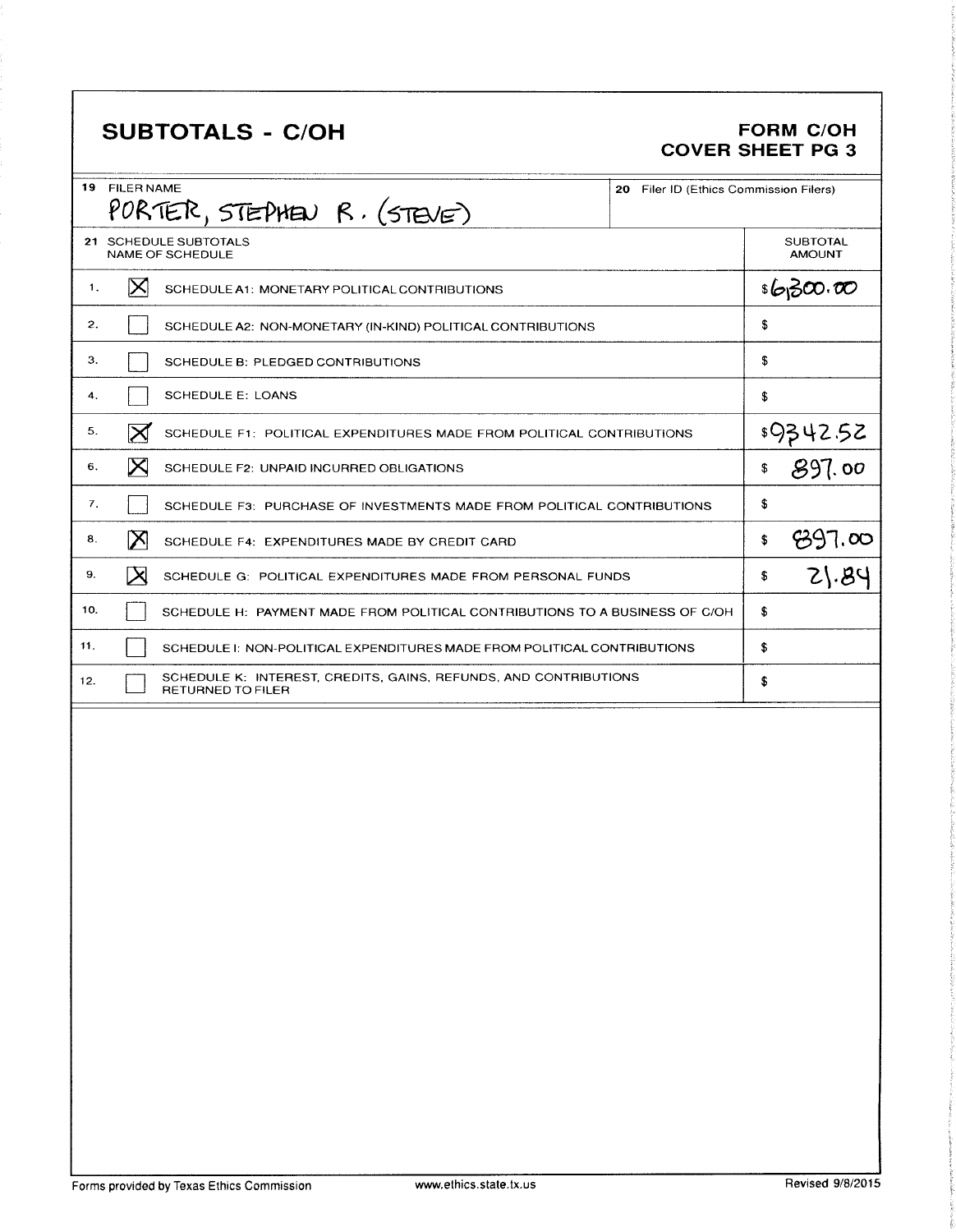# SUBTOTALS - C/OH

**FORM C/OH**
**COVER SHEET PG 3**

| 19 FILER NAME | 20 Filer ID (Ethics Commission Filers) |
|---|---|
| PORTER, STEPHEN R. (STEVE) | |

| 21 SCHEDULE SUBTOTALS NAME OF SCHEDULE | | | SUBTOTAL AMOUNT |
|---|---|---|---|
| 1. | ☒ | SCHEDULE A1: MONETARY POLITICAL CONTRIBUTIONS | $6,300.00 |
| 2. | ☐ | SCHEDULE A2: NON-MONETARY (IN-KIND) POLITICAL CONTRIBUTIONS | $ |
| 3. | ☐ | SCHEDULE B: PLEDGED CONTRIBUTIONS | $ |
| 4. | ☐ | SCHEDULE E: LOANS | $ |
| 5. | ☒ | SCHEDULE F1: POLITICAL EXPENDITURES MADE FROM POLITICAL CONTRIBUTIONS | $9342.52 |
| 6. | ☒ | SCHEDULE F2: UNPAID INCURRED OBLIGATIONS | $ 897.00 |
| 7. | ☐ | SCHEDULE F3: PURCHASE OF INVESTMENTS MADE FROM POLITICAL CONTRIBUTIONS | $ |
| 8. | ☒ | SCHEDULE F4: EXPENDITURES MADE BY CREDIT CARD | $ 897.00 |
| 9. | ☒ | SCHEDULE G: POLITICAL EXPENDITURES MADE FROM PERSONAL FUNDS | $ 21.84 |
| 10. | ☐ | SCHEDULE H: PAYMENT MADE FROM POLITICAL CONTRIBUTIONS TO A BUSINESS OF C/OH | $ |
| 11. | ☐ | SCHEDULE I: NON-POLITICAL EXPENDITURES MADE FROM POLITICAL CONTRIBUTIONS | $ |
| 12. | ☐ | SCHEDULE K: INTEREST, CREDITS, GAINS, REFUNDS, AND CONTRIBUTIONS RETURNED TO FILER | $ |

Forms provided by Texas Ethics Commission www.ethics.state.tx.us Revised 9/8/2015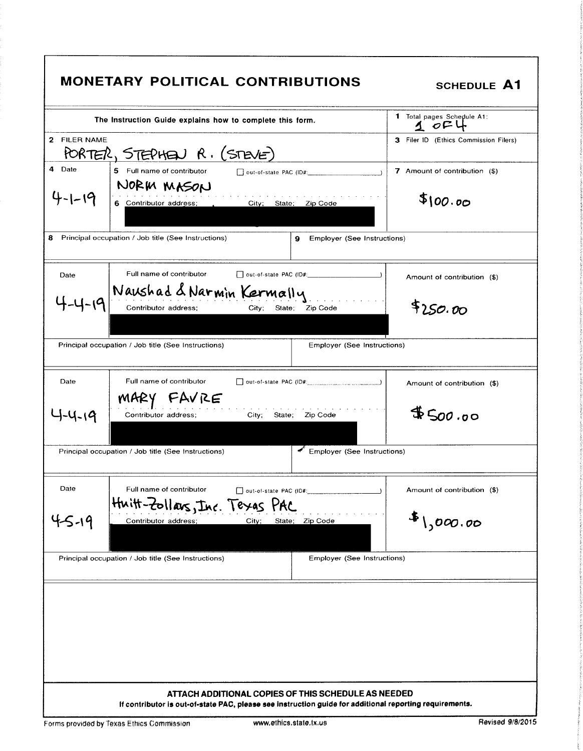# MONETARY POLITICAL CONTRIBUTIONS

**SCHEDULE A1**

The Instruction Guide explains how to complete this form.

**1** Total pages Schedule A1: 1 OF 4

**2** FILER NAME: PORTER, STEPHEN R. (STEVE)

**3** Filer ID (Ethics Commission Filers):

| 4 Date | 5 Full name of contributor / 6 Contributor address; City; State; Zip Code | 7 Amount of contribution ($) |
|---|---|---|
| 4-1-19 | NORM MASON <br> ☐ out-of-state PAC (ID#: ) <br> [redacted] | $100.00 |
| **8** Principal occupation / Job title (See Instructions): | **9** Employer (See Instructions): | |

| Date | Full name of contributor / Contributor address; City; State; Zip Code | Amount of contribution ($) |
|---|---|---|
| 4-4-19 | Naushad & Narmin Kermally <br> ☐ out-of-state PAC (ID#: ) <br> [redacted] | $250.00 |
| Principal occupation / Job title (See Instructions): | Employer (See Instructions): | |

| Date | Full name of contributor / Contributor address; City; State; Zip Code | Amount of contribution ($) |
|---|---|---|
| 4-4-19 | MARY FAVRE <br> ☐ out-of-state PAC (ID#: ) <br> [redacted] | $500.00 |
| Principal occupation / Job title (See Instructions): | Employer (See Instructions): | |

| Date | Full name of contributor / Contributor address; City; State; Zip Code | Amount of contribution ($) |
|---|---|---|
| 4-5-19 | Huitt-Zollars, Inc. Texas PAC <br> ☐ out-of-state PAC (ID#: ) <br> [redacted] | $1,000.00 |
| Principal occupation / Job title (See Instructions): | Employer (See Instructions): | |

**ATTACH ADDITIONAL COPIES OF THIS SCHEDULE AS NEEDED**

**If contributor is out-of-state PAC, please see instruction guide for additional reporting requirements.**

Forms provided by Texas Ethics Commission www.ethics.state.tx.us Revised 9/8/2015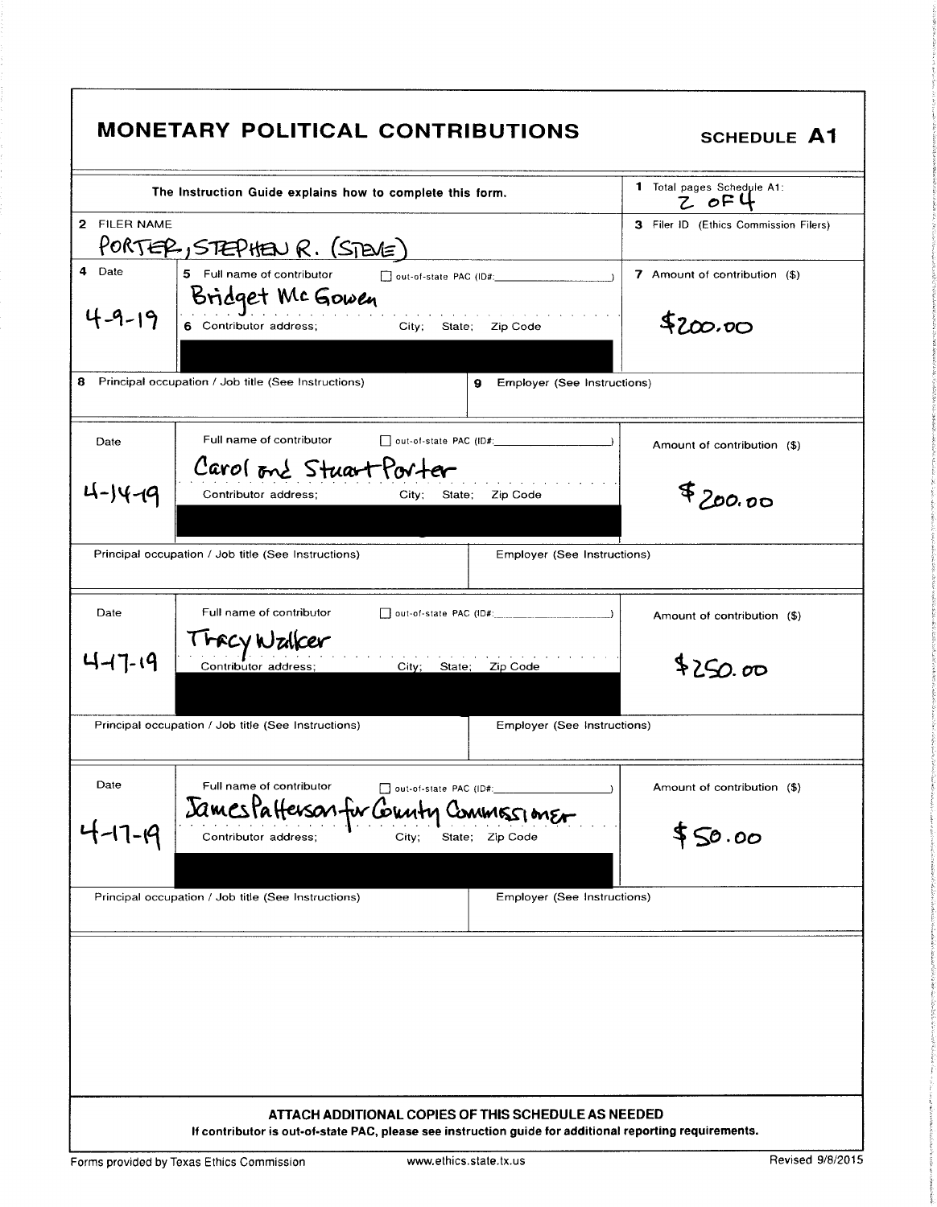# MONETARY POLITICAL CONTRIBUTIONS

**SCHEDULE A1**

| The Instruction Guide explains how to complete this form. | 1 Total pages Schedule A1: 2 OF 4 |
|---|---|
| 2 FILER NAME: PORTER, STEPHEN R. (STEVE) | 3 Filer ID (Ethics Commission Filers) |

| 4 Date | 5 Full name of contributor ☐ out-of-state PAC (ID#: ) / 6 Contributor address; City; State; Zip Code | 7 Amount of contribution ($) |
|---|---|---|
| 4-9-19 | Bridget McGowen | $200.00 |
| 8 Principal occupation / Job title (See Instructions) | 9 Employer (See Instructions) | |

| Date | Full name of contributor ☐ out-of-state PAC (ID#: ) / Contributor address; City; State; Zip Code | Amount of contribution ($) |
|---|---|---|
| 4-14-19 | Carol and Stuart Porter | $200.00 |
| Principal occupation / Job title (See Instructions) | Employer (See Instructions) | |

| Date | Full name of contributor ☐ out-of-state PAC (ID#: ) / Contributor address; City; State; Zip Code | Amount of contribution ($) |
|---|---|---|
| 4-17-19 | Tracy Walker | $250.00 |
| Principal occupation / Job title (See Instructions) | Employer (See Instructions) | |

| Date | Full name of contributor ☐ out-of-state PAC (ID#: ) / Contributor address; City; State; Zip Code | Amount of contribution ($) |
|---|---|---|
| 4-17-19 | James Patterson for County Commissioner | $50.00 |
| Principal occupation / Job title (See Instructions) | Employer (See Instructions) | |

**ATTACH ADDITIONAL COPIES OF THIS SCHEDULE AS NEEDED**

**If contributor is out-of-state PAC, please see instruction guide for additional reporting requirements.**

Forms provided by Texas Ethics Commission www.ethics.state.tx.us Revised 9/8/2015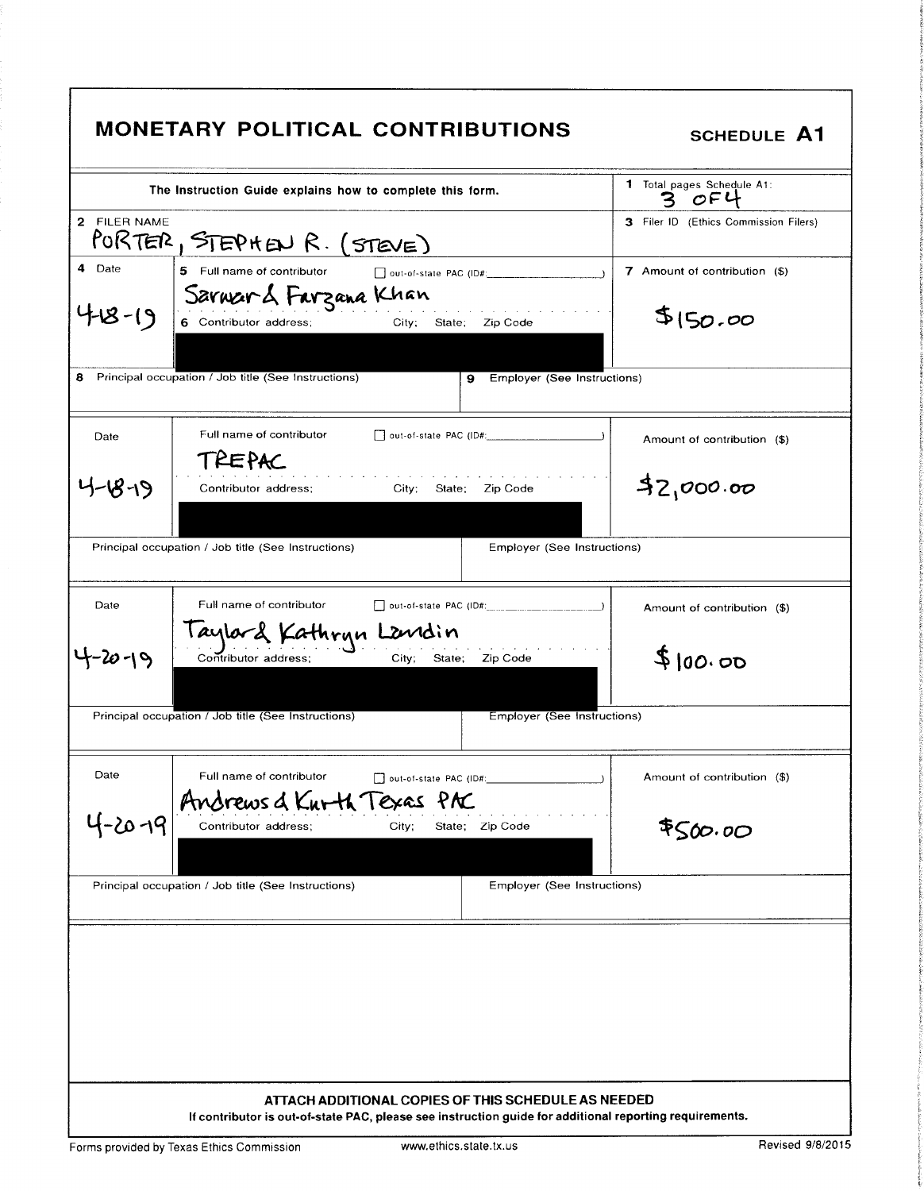# MONETARY POLITICAL CONTRIBUTIONS

**SCHEDULE A1**

The Instruction Guide explains how to complete this form.

1 Total pages Schedule A1: 3 OF 4

2 FILER NAME: PORTER, STEPHEN R. (STEVE)

3 Filer ID (Ethics Commission Filers):

| 4 Date | 5 Full name of contributor / 6 Contributor address; City; State; Zip Code | 7 Amount of contribution ($) |
|---|---|---|
| 4-18-19 | Sarwar & Farzana Khan | $150.00 |
| 4-18-19 | TREPAC | $2,000.00 |
| 4-20-19 | Taylor & Kathryn Lundin | $100.00 |
| 4-20-19 | Andrews & Kurth Texas PAC | $500.00 |

8 Principal occupation / Job title (See Instructions)

9 Employer (See Instructions)

**ATTACH ADDITIONAL COPIES OF THIS SCHEDULE AS NEEDED**

**If contributor is out-of-state PAC, please see instruction guide for additional reporting requirements.**

Forms provided by Texas Ethics Commission www.ethics.state.tx.us Revised 9/8/2015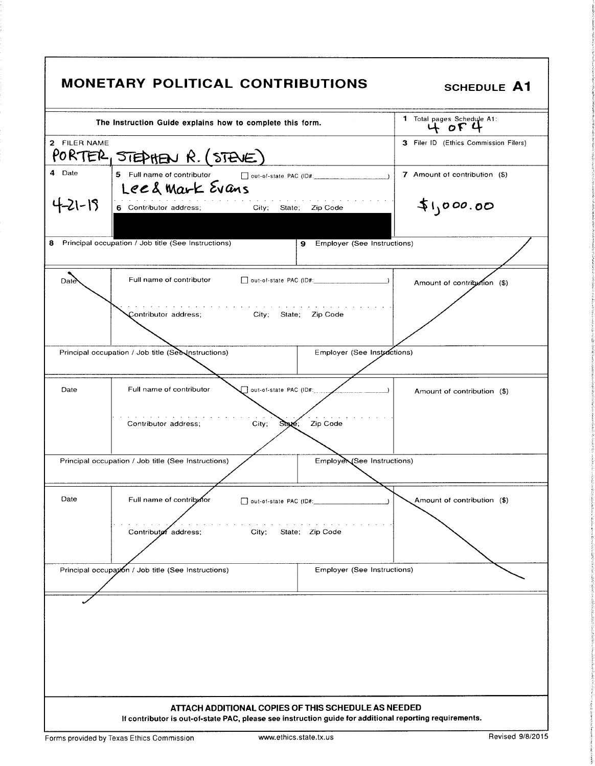# MONETARY POLITICAL CONTRIBUTIONS

**SCHEDULE A1**

The Instruction Guide explains how to complete this form.

1 Total pages Schedule A1: 4 OF 4

2 FILER NAME
PORTER, STEPHEN R. (STEVE)

3 Filer ID (Ethics Commission Filers)

| 4 Date | 5 Full name of contributor ☐ out-of-state PAC (ID#: ) | 7 Amount of contribution ($) |
|---|---|---|
| 4-21-18 | Lee & Mark Evans | $1,000.00 |
| | 6 Contributor address; City; State; Zip Code | |
| | [REDACTED] | |

| 8 Principal occupation / Job title (See Instructions) | 9 Employer (See Instructions) |
|---|---|
| | |

| Date | Full name of contributor ☐ out-of-state PAC (ID#: ) | Amount of contribution ($) |
|---|---|---|
| | Contributor address; City; State; Zip Code | |

| Principal occupation / Job title (See Instructions) | Employer (See Instructions) |
|---|---|
| | |

| Date | Full name of contributor ☐ out-of-state PAC (ID#: ) | Amount of contribution ($) |
|---|---|---|
| | Contributor address; City; State; Zip Code | |

| Principal occupation / Job title (See Instructions) | Employer (See Instructions) |
|---|---|
| | |

| Date | Full name of contributor ☐ out-of-state PAC (ID#: ) | Amount of contribution ($) |
|---|---|---|
| | Contributor address; City; State; Zip Code | |

| Principal occupation / Job title (See Instructions) | Employer (See Instructions) |
|---|---|
| | |

**ATTACH ADDITIONAL COPIES OF THIS SCHEDULE AS NEEDED**

**If contributor is out-of-state PAC, please see instruction guide for additional reporting requirements.**

Forms provided by Texas Ethics Commission www.ethics.state.tx.us Revised 9/8/2015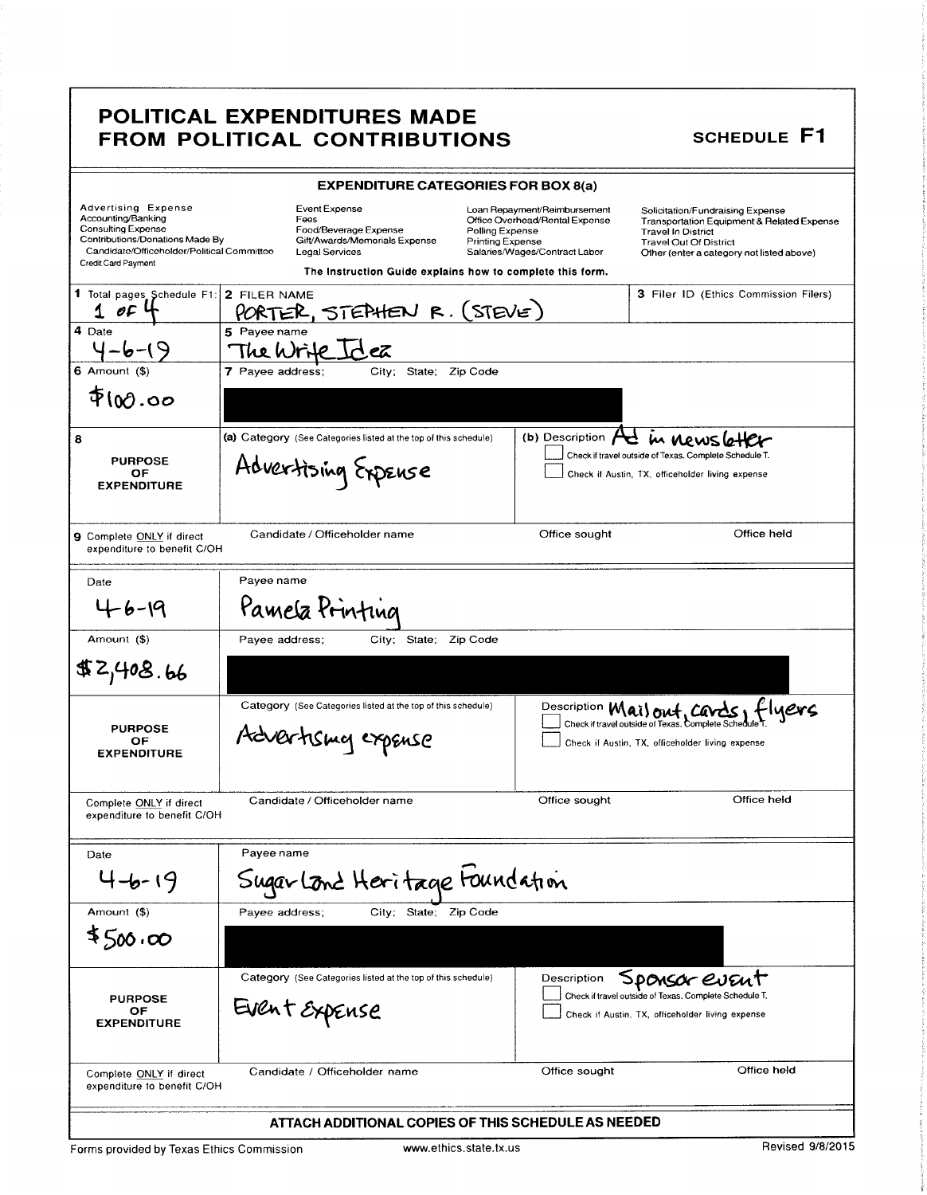# POLITICAL EXPENDITURES MADE FROM POLITICAL CONTRIBUTIONS

**SCHEDULE F1**

## EXPENDITURE CATEGORIES FOR BOX 8(a)

| | | | |
|---|---|---|---|
| Advertising Expense | Event Expense | Loan Repayment/Reimbursement | Solicitation/Fundraising Expense |
| Accounting/Banking | Fees | Office Overhead/Rental Expense | Transportation Equipment & Related Expense |
| Consulting Expense | Food/Beverage Expense | Polling Expense | Travel In District |
| Contributions/Donations Made By Candidate/Officeholder/Political Committee | Gift/Awards/Memorials Expense | Printing Expense | Travel Out Of District |
| Credit Card Payment | Legal Services | Salaries/Wages/Contract Labor | Other (enter a category not listed above) |

The Instruction Guide explains how to complete this form.

**1** Total pages Schedule F1: 1 of 4

**2** FILER NAME: PORTER, STEPHEN R. (STEVE)

**3** Filer ID (Ethics Commission Filers):

---

**4** Date: 4-6-19

**5** Payee name: The Write Idea

**6** Amount ($): $100.00

**7** Payee address; City; State; Zip Code: [REDACTED]

**8** PURPOSE OF EXPENDITURE

(a) Category (See Categories listed at the top of this schedule): Advertising Expense

(b) Description: Ad in newsletter

- [ ] Check if travel outside of Texas. Complete Schedule T.
- [ ] Check if Austin, TX, officeholder living expense

**9** Complete ONLY if direct expenditure to benefit C/OH — Candidate / Officeholder name: | Office sought: | Office held:

---

Date: 4-6-19

Payee name: Pamela Printing

Amount ($): $2,408.66

Payee address; City; State; Zip Code: [REDACTED]

PURPOSE OF EXPENDITURE

Category (See Categories listed at the top of this schedule): Advertising expense

Description: Mail out, cards, flyers

- [ ] Check if travel outside of Texas. Complete Schedule T.
- [ ] Check if Austin, TX, officeholder living expense

Complete ONLY if direct expenditure to benefit C/OH — Candidate / Officeholder name: | Office sought: | Office held:

---

Date: 4-6-19

Payee name: Sugar Land Heritage Foundation

Amount ($): $500.00

Payee address; City; State; Zip Code: [REDACTED]

PURPOSE OF EXPENDITURE

Category (See Categories listed at the top of this schedule): Event Expense

Description: Sponsor event

- [ ] Check if travel outside of Texas. Complete Schedule T.
- [ ] Check if Austin, TX, officeholder living expense

Complete ONLY if direct expenditure to benefit C/OH — Candidate / Officeholder name: | Office sought: | Office held:

---

**ATTACH ADDITIONAL COPIES OF THIS SCHEDULE AS NEEDED**

Forms provided by Texas Ethics Commission — www.ethics.state.tx.us — Revised 9/8/2015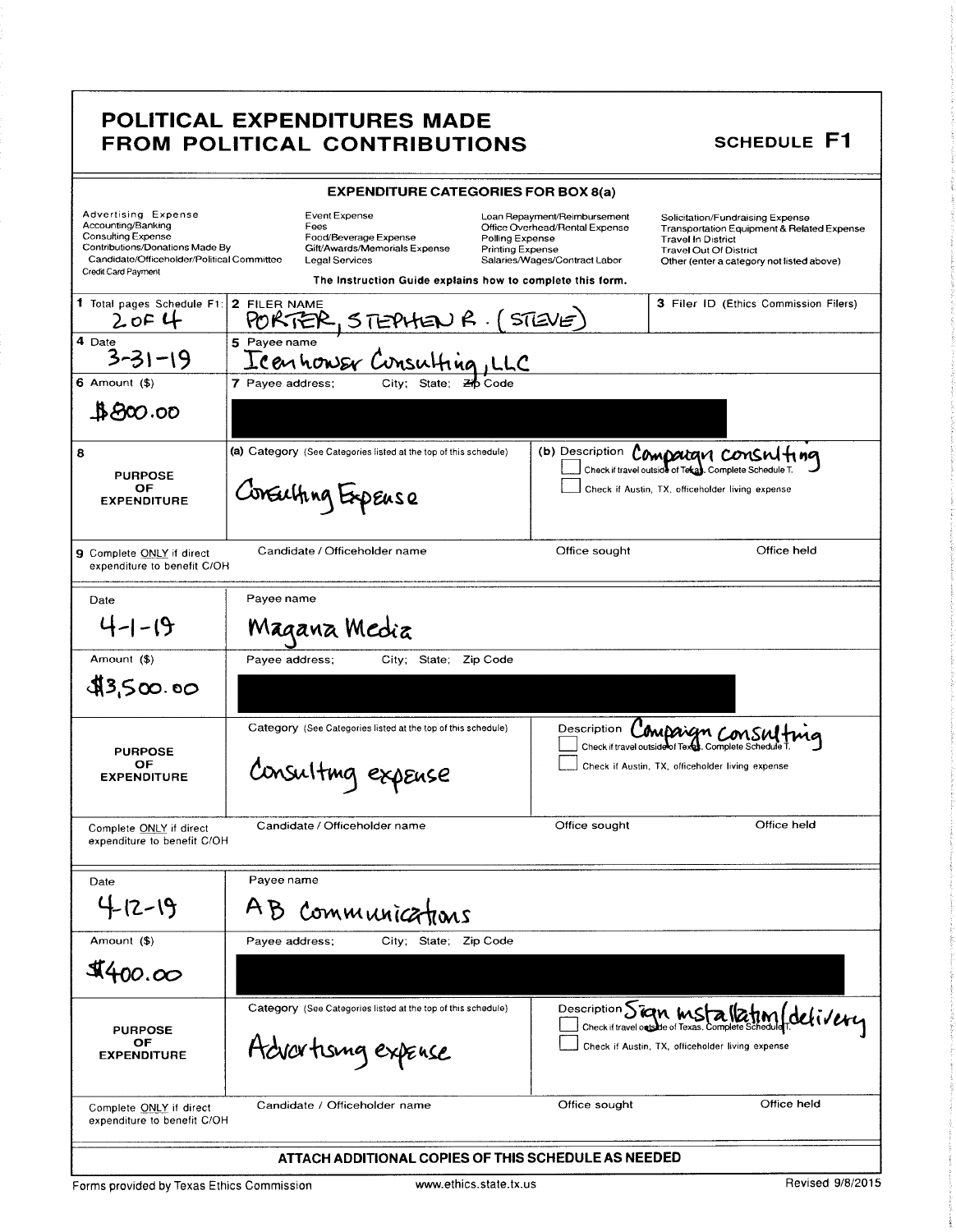# POLITICAL EXPENDITURES MADE FROM POLITICAL CONTRIBUTIONS

**SCHEDULE F1**

## EXPENDITURE CATEGORIES FOR BOX 8(a)

| | | | |
|---|---|---|---|
| Advertising Expense | Event Expense | Loan Repayment/Reimbursement | Solicitation/Fundraising Expense |
| Accounting/Banking | Fees | Office Overhead/Rental Expense | Transportation Equipment & Related Expense |
| Consulting Expense | Food/Beverage Expense | Polling Expense | Travel In District |
| Contributions/Donations Made By Candidate/Officeholder/Political Committee | Gift/Awards/Memorials Expense | Printing Expense | Travel Out Of District |
| Credit Card Payment | Legal Services | Salaries/Wages/Contract Labor | Other (enter a category not listed above) |

The Instruction Guide explains how to complete this form.

| | | |
|---|---|---|
| **1** Total pages Schedule F1: 2 OF 4 | **2** FILER NAME: PORTER, STEPHEN R. (STEVE) | **3** Filer ID (Ethics Commission Filers) |
| **4** Date: 3-31-19 | **5** Payee name: Icenhower Consulting, LLC | |
| **6** Amount ($): $800.00 | **7** Payee address; City; State; Zip Code: [REDACTED] | |
| **8** PURPOSE OF EXPENDITURE | (a) Category (See Categories listed at the top of this schedule): Consulting Expense | (b) Description: Campaign consulting<br>☐ Check if travel outside of Texas. Complete Schedule T.<br>☐ Check if Austin, TX, officeholder living expense |
| **9** Complete ONLY if direct expenditure to benefit C/OH | Candidate / Officeholder name: | Office sought: / Office held: |

| | | |
|---|---|---|
| Date: 4-1-19 | Payee name: Magana Media | |
| Amount ($): $3,500.00 | Payee address; City; State; Zip Code: [REDACTED] | |
| PURPOSE OF EXPENDITURE | Category (See Categories listed at the top of this schedule): Consulting expense | Description: Campaign consulting<br>☐ Check if travel outside of Texas. Complete Schedule T.<br>☐ Check if Austin, TX, officeholder living expense |
| Complete ONLY if direct expenditure to benefit C/OH | Candidate / Officeholder name: | Office sought: / Office held: |

| | | |
|---|---|---|
| Date: 4-12-19 | Payee name: AB Communications | |
| Amount ($): $400.00 | Payee address; City; State; Zip Code: [REDACTED] | |
| PURPOSE OF EXPENDITURE | Category (See Categories listed at the top of this schedule): Advertising expense | Description: Sign installation/delivery<br>☐ Check if travel outside of Texas. Complete Schedule T.<br>☐ Check if Austin, TX, officeholder living expense |
| Complete ONLY if direct expenditure to benefit C/OH | Candidate / Officeholder name: | Office sought: / Office held: |

**ATTACH ADDITIONAL COPIES OF THIS SCHEDULE AS NEEDED**

Forms provided by Texas Ethics Commission — www.ethics.state.tx.us — Revised 9/8/2015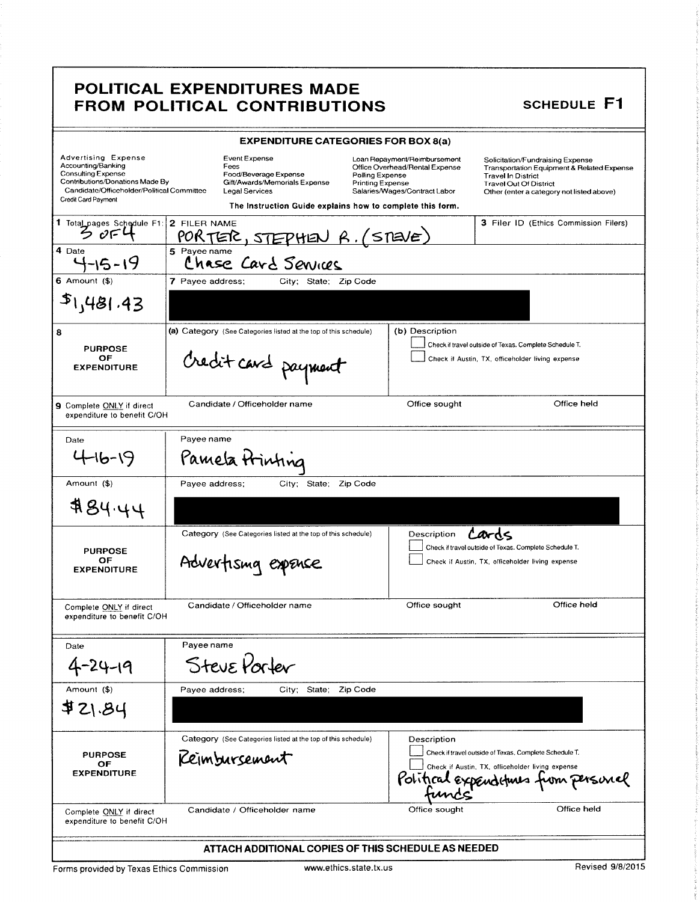# POLITICAL EXPENDITURES MADE FROM POLITICAL CONTRIBUTIONS

**SCHEDULE F1**

**EXPENDITURE CATEGORIES FOR BOX 8(a)**

| | | | |
|---|---|---|---|
| Advertising Expense | Event Expense | Loan Repayment/Reimbursement | Solicitation/Fundraising Expense |
| Accounting/Banking | Fees | Office Overhead/Rental Expense | Transportation Equipment & Related Expense |
| Consulting Expense | Food/Beverage Expense | Polling Expense | Travel In District |
| Contributions/Donations Made By Candidate/Officeholder/Political Committee | Gift/Awards/Memorials Expense | Printing Expense | Travel Out Of District |
| Credit Card Payment | Legal Services | Salaries/Wages/Contract Labor | Other (enter a category not listed above) |

The Instruction Guide explains how to complete this form.

**1** Total pages Schedule F1: 3 OF 4

**2** FILER NAME: PORTER, STEPHEN R. (STEVE)

**3** Filer ID (Ethics Commission Filers):

---

**4** Date: 4-15-19

**5** Payee name: Chase Card Services

**6** Amount ($): $1,481.43

**7** Payee address; City; State; Zip Code: [redacted]

**8 PURPOSE OF EXPENDITURE**

(a) Category (See Categories listed at the top of this schedule): Credit card payment

(b) Description:

- [ ] Check if travel outside of Texas. Complete Schedule T.
- [ ] Check if Austin, TX, officeholder living expense

**9** Complete ONLY if direct expenditure to benefit C/OH — Candidate / Officeholder name: | Office sought: | Office held:

---

Date: 4-16-19

Payee name: Pamela Printing

Amount ($): $84.44

Payee address; City; State; Zip Code: [redacted]

**PURPOSE OF EXPENDITURE**

Category (See Categories listed at the top of this schedule): Advertising expense

Description: Cards

- [ ] Check if travel outside of Texas. Complete Schedule T.
- [ ] Check if Austin, TX, officeholder living expense

Complete ONLY if direct expenditure to benefit C/OH — Candidate / Officeholder name: | Office sought: | Office held:

---

Date: 4-24-19

Payee name: Steve Porter

Amount ($): $21.84

Payee address; City; State; Zip Code: [redacted]

**PURPOSE OF EXPENDITURE**

Category (See Categories listed at the top of this schedule): Reimbursement

Description: Political expenditures from personal funds

- [ ] Check if travel outside of Texas. Complete Schedule T.
- [ ] Check if Austin, TX, officeholder living expense

Complete ONLY if direct expenditure to benefit C/OH — Candidate / Officeholder name: | Office sought: | Office held:

---

**ATTACH ADDITIONAL COPIES OF THIS SCHEDULE AS NEEDED**

Forms provided by Texas Ethics Commission — www.ethics.state.tx.us — Revised 9/8/2015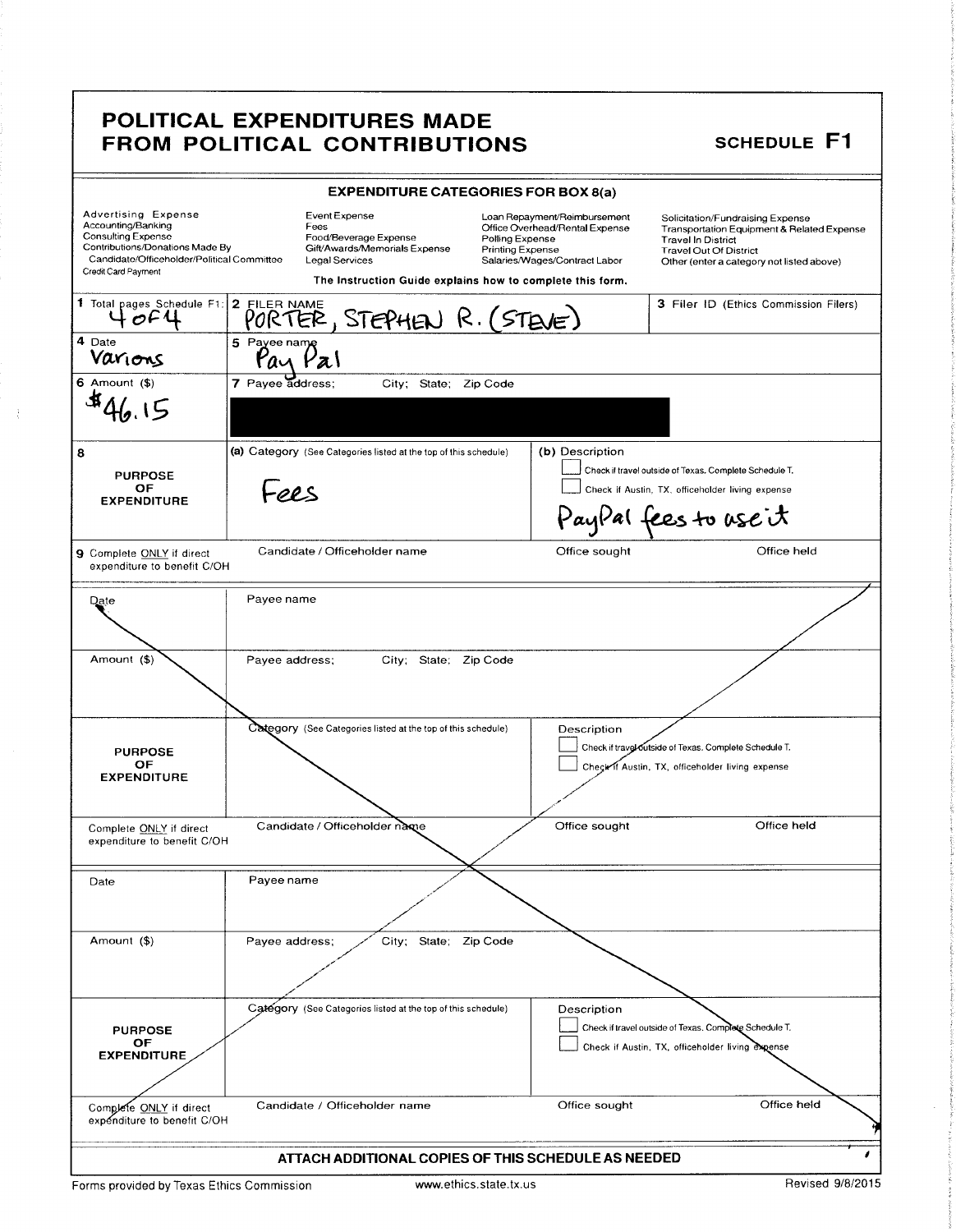# POLITICAL EXPENDITURES MADE FROM POLITICAL CONTRIBUTIONS

## SCHEDULE F1

### EXPENDITURE CATEGORIES FOR BOX 8(a)

| | | | |
|---|---|---|---|
| Advertising Expense | Event Expense | Loan Repayment/Reimbursement | Solicitation/Fundraising Expense |
| Accounting/Banking | Fees | Office Overhead/Rental Expense | Transportation Equipment & Related Expense |
| Consulting Expense | Food/Beverage Expense | Polling Expense | Travel In District |
| Contributions/Donations Made By Candidate/Officeholder/Political Committee | Gift/Awards/Memorials Expense | Printing Expense | Travel Out Of District |
| Credit Card Payment | Legal Services | Salaries/Wages/Contract Labor | Other (enter a category not listed above) |

The Instruction Guide explains how to complete this form.

| | | | |
|---|---|---|---|
| **1** Total pages Schedule F1: 4 of 4 | **2** FILER NAME: PORTER, STEPHEN R. (STEVE) | | **3** Filer ID (Ethics Commission Filers) |
| **4** Date: Varions | **5** Payee name: Pay Pal | | |
| **6** Amount ($): $46.15 | **7** Payee address; City; State; Zip Code: [redacted] | | |
| **8** PURPOSE OF EXPENDITURE | (a) Category (See Categories listed at the top of this schedule): Fees | (b) Description: ☐ Check if travel outside of Texas. Complete Schedule T. ☐ Check if Austin, TX, officeholder living expense. PayPal fees to use it | |
| **9** Complete ONLY if direct expenditure to benefit C/OH | Candidate / Officeholder name | Office sought | Office held |

| | | | |
|---|---|---|---|
| Date | Payee name | | |
| Amount ($) | Payee address; City; State; Zip Code | | |
| PURPOSE OF EXPENDITURE | Category (See Categories listed at the top of this schedule) | Description: ☐ Check if travel outside of Texas. Complete Schedule T. ☐ Check if Austin, TX, officeholder living expense | |
| Complete ONLY if direct expenditure to benefit C/OH | Candidate / Officeholder name | Office sought | Office held |

| | | | |
|---|---|---|---|
| Date | Payee name | | |
| Amount ($) | Payee address; City; State; Zip Code | | |
| PURPOSE OF EXPENDITURE | Category (See Categories listed at the top of this schedule) | Description: ☐ Check if travel outside of Texas. Complete Schedule T. ☐ Check if Austin, TX, officeholder living expense | |
| Complete ONLY if direct expenditure to benefit C/OH | Candidate / Officeholder name | Office sought | Office held |

ATTACH ADDITIONAL COPIES OF THIS SCHEDULE AS NEEDED

Forms provided by Texas Ethics Commission | www.ethics.state.tx.us | Revised 9/8/2015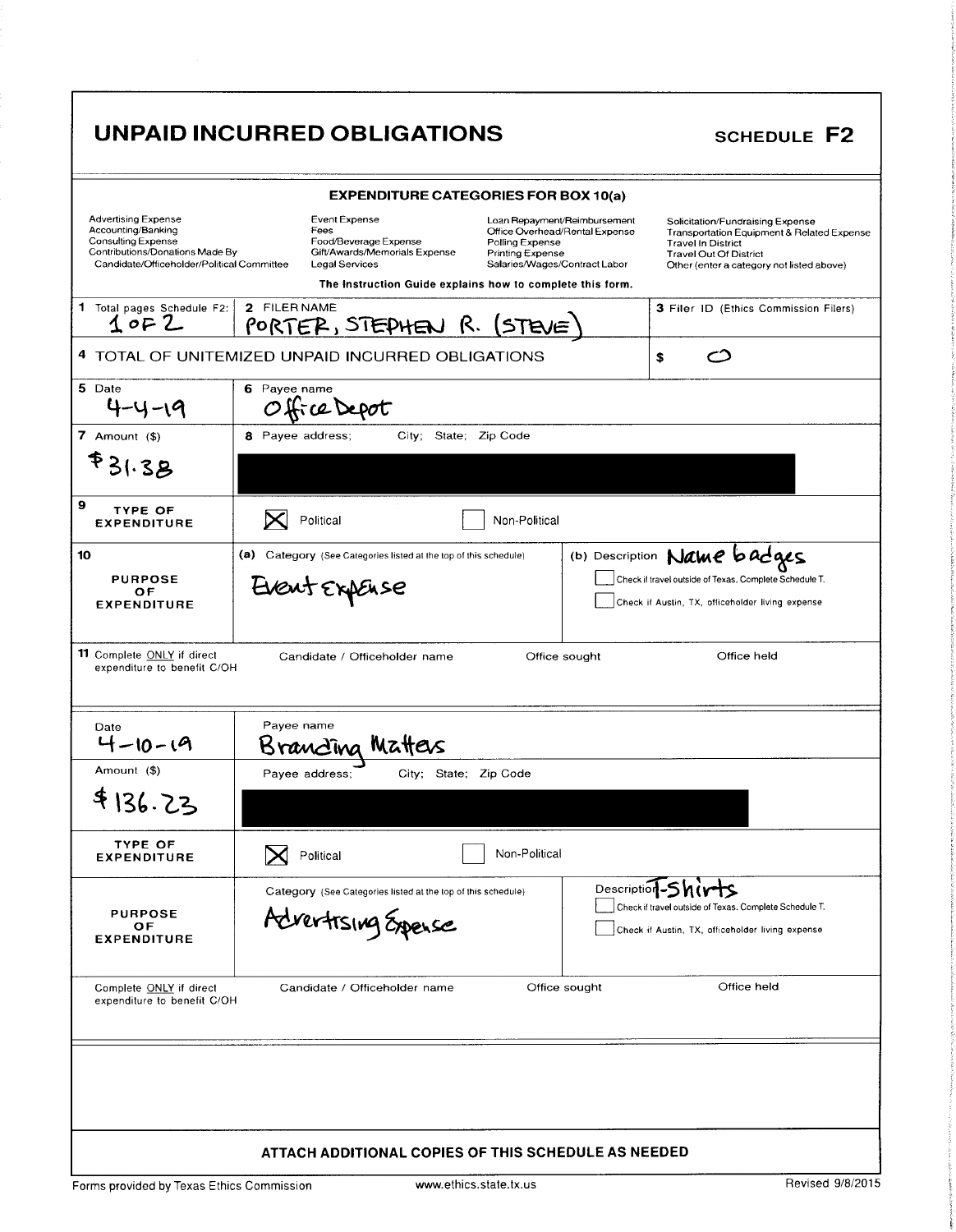# UNPAID INCURRED OBLIGATIONS

**SCHEDULE F2**

## EXPENDITURE CATEGORIES FOR BOX 10(a)

| | | | |
|---|---|---|---|
| Advertising Expense | Event Expense | Loan Repayment/Reimbursement | Solicitation/Fundraising Expense |
| Accounting/Banking | Fees | Office Overhead/Rental Expense | Transportation Equipment & Related Expense |
| Consulting Expense | Food/Beverage Expense | Polling Expense | Travel In District |
| Contributions/Donations Made By Candidate/Officeholder/Political Committee | Gift/Awards/Memorials Expense | Printing Expense | Travel Out Of District |
| | Legal Services | Salaries/Wages/Contract Labor | Other (enter a category not listed above) |

**The Instruction Guide explains how to complete this form.**

**1** Total pages Schedule F2: 1 OF 2

**2** FILER NAME: PORTER, STEPHEN R. (STEVE)

**3** Filer ID (Ethics Commission Filers):

**4** TOTAL OF UNITEMIZED UNPAID INCURRED OBLIGATIONS: $ 0

---

**5** Date: 4-4-19

**6** Payee name: Office Depot

**7** Amount ($): $31.38

**8** Payee address; City; State; Zip Code: [REDACTED]

**9** TYPE OF EXPENDITURE: ☒ Political ☐ Non-Political

**10** PURPOSE OF EXPENDITURE

(a) Category (See Categories listed at the top of this schedule): Event Expense

(b) Description: Name badges

☐ Check if travel outside of Texas. Complete Schedule T.

☐ Check if Austin, TX, officeholder living expense

**11** Complete ONLY if direct expenditure to benefit C/OH

Candidate / Officeholder name | Office sought | Office held

---

Date: 4-10-19

Payee name: Branding Matters

Amount ($): $136.23

Payee address; City; State; Zip Code: [REDACTED]

TYPE OF EXPENDITURE: ☒ Political ☐ Non-Political

PURPOSE OF EXPENDITURE

Category (See Categories listed at the top of this schedule): Advertising Expense

Description: T-Shirts

☐ Check if travel outside of Texas. Complete Schedule T.

☐ Check if Austin, TX, officeholder living expense

Complete ONLY if direct expenditure to benefit C/OH

Candidate / Officeholder name | Office sought | Office held

---

**ATTACH ADDITIONAL COPIES OF THIS SCHEDULE AS NEEDED**

Forms provided by Texas Ethics Commission www.ethics.state.tx.us Revised 9/8/2015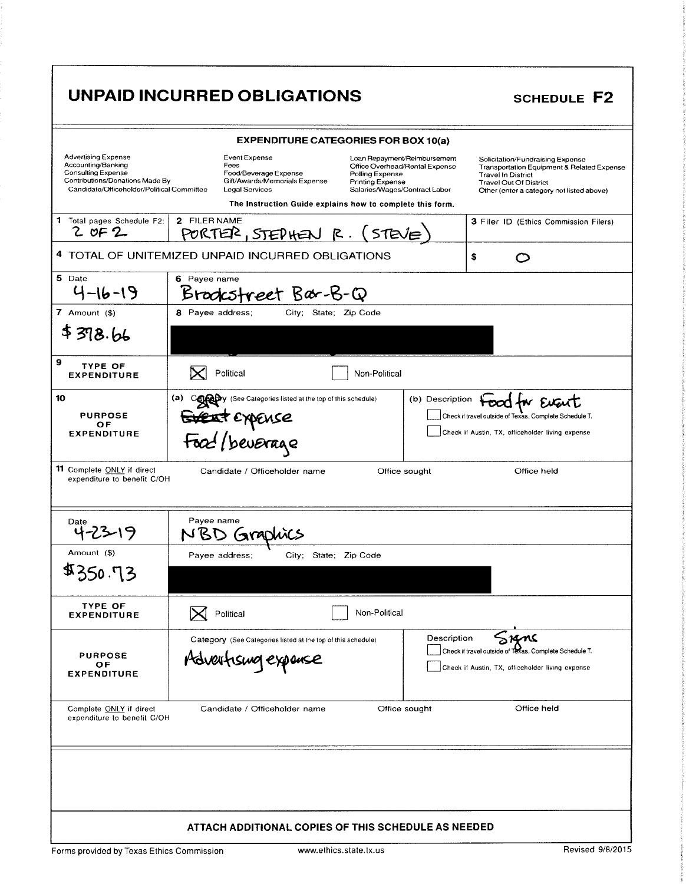# UNPAID INCURRED OBLIGATIONS

## SCHEDULE F2

**EXPENDITURE CATEGORIES FOR BOX 10(a)**

| | | | |
|---|---|---|---|
| Advertising Expense | Event Expense | Loan Repayment/Reimbursement | Solicitation/Fundraising Expense |
| Accounting/Banking | Fees | Office Overhead/Rental Expense | Transportation Equipment & Related Expense |
| Consulting Expense | Food/Beverage Expense | Polling Expense | Travel In District |
| Contributions/Donations Made By Candidate/Officeholder/Political Committee | Gift/Awards/Memorials Expense | Printing Expense | Travel Out Of District |
| | Legal Services | Salaries/Wages/Contract Labor | Other (enter a category not listed above) |

The Instruction Guide explains how to complete this form.

| | | |
|---|---|---|
| 1 Total pages Schedule F2: 2 OF 2 | 2 FILER NAME: PORTER, STEPHEN R. (STEVE) | 3 Filer ID (Ethics Commission Filers) |
| 4 TOTAL OF UNITEMIZED UNPAID INCURRED OBLIGATIONS | | $ 0 |

| | | |
|---|---|---|
| 5 Date: 4-16-19 | 6 Payee name: Brookstreet Bar-B-Q | |
| 7 Amount ($): $378.66 | 8 Payee address; City; State; Zip Code: [REDACTED] | |
| 9 TYPE OF EXPENDITURE | ☒ Political ☐ Non-Political | |
| 10 PURPOSE OF EXPENDITURE | (a) Category (See Categories listed at the top of this schedule): ~~Event expense~~ Food/beverage | (b) Description: Food for Event<br>☐ Check if travel outside of Texas. Complete Schedule T.<br>☐ Check if Austin, TX, officeholder living expense |
| 11 Complete ONLY if direct expenditure to benefit C/OH | Candidate / Officeholder name / Office sought | Office held |

| | | |
|---|---|---|
| Date: 4-23-19 | Payee name: NBD Graphics | |
| Amount ($): $350.73 | Payee address; City; State; Zip Code: [REDACTED] | |
| TYPE OF EXPENDITURE | ☒ Political ☐ Non-Political | |
| PURPOSE OF EXPENDITURE | Category (See Categories listed at the top of this schedule): Advertising expense | Description: Signs<br>☐ Check if travel outside of Texas. Complete Schedule T.<br>☐ Check if Austin, TX, officeholder living expense |
| Complete ONLY if direct expenditure to benefit C/OH | Candidate / Officeholder name / Office sought | Office held |

**ATTACH ADDITIONAL COPIES OF THIS SCHEDULE AS NEEDED**

Forms provided by Texas Ethics Commission www.ethics.state.tx.us Revised 9/8/2015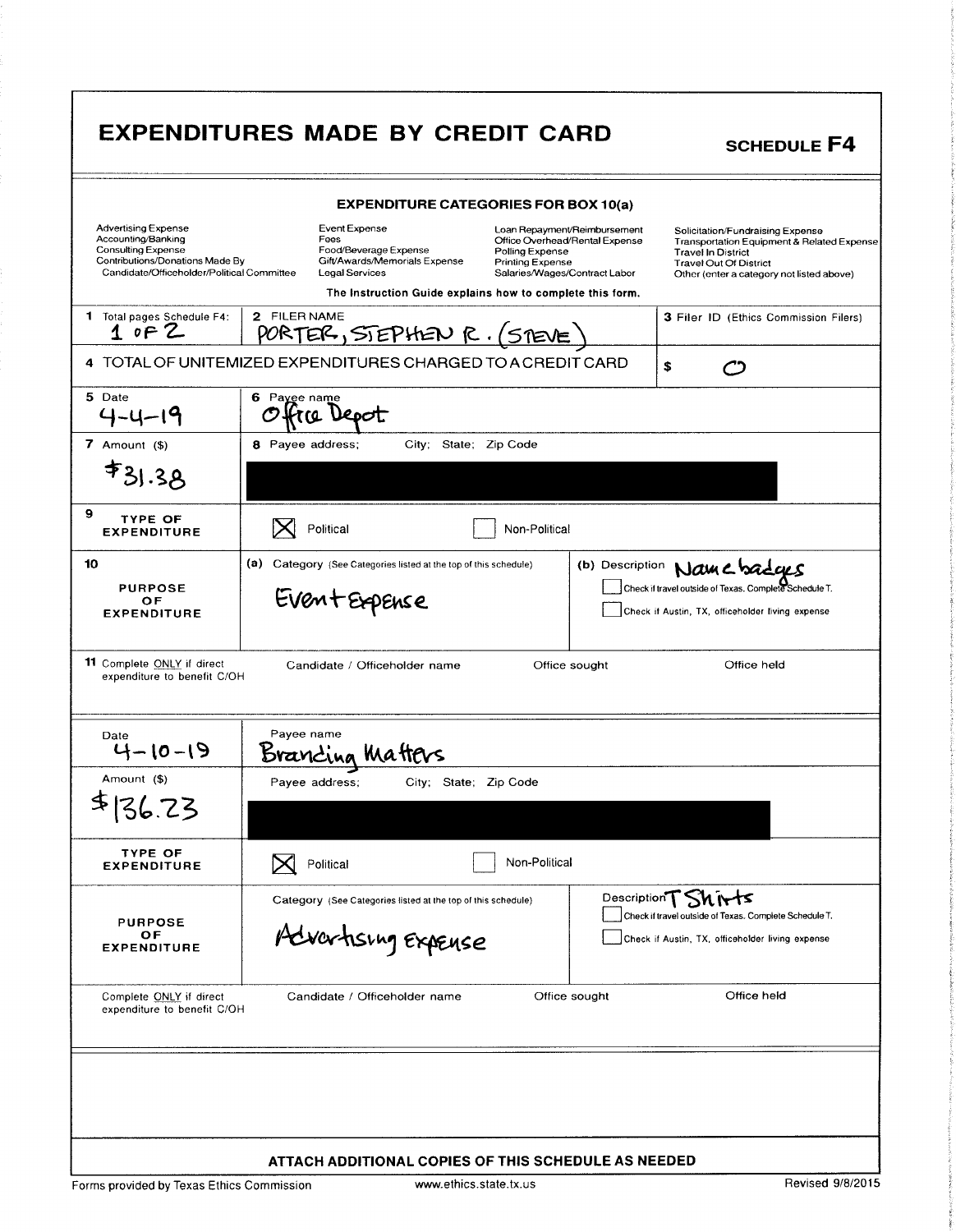# EXPENDITURES MADE BY CREDIT CARD

**SCHEDULE F4**

## EXPENDITURE CATEGORIES FOR BOX 10(a)

| | | | |
|---|---|---|---|
| Advertising Expense | Event Expense | Loan Repayment/Reimbursement | Solicitation/Fundraising Expense |
| Accounting/Banking | Fees | Office Overhead/Rental Expense | Transportation Equipment & Related Expense |
| Consulting Expense | Food/Beverage Expense | Polling Expense | Travel In District |
| Contributions/Donations Made By Candidate/Officeholder/Political Committee | Gift/Awards/Memorials Expense | Printing Expense | Travel Out Of District |
| | Legal Services | Salaries/Wages/Contract Labor | Other (enter a category not listed above) |

The Instruction Guide explains how to complete this form.

| | | |
|---|---|---|
| **1** Total pages Schedule F4: 1 of 2 | **2** FILER NAME: PORTER, STEPHEN R. (STEVE) | **3** Filer ID (Ethics Commission Filers) |
| **4** TOTAL OF UNITEMIZED EXPENDITURES CHARGED TO A CREDIT CARD | | $ 0 |

| | |
|---|---|
| **5** Date: 4-4-19 | **6** Payee name: Office Depot |
| **7** Amount ($): $31.38 | **8** Payee address; City; State; Zip Code: [redacted] |
| **9** TYPE OF EXPENDITURE | [X] Political [ ] Non-Political |
| **10** PURPOSE OF EXPENDITURE | (a) Category (See Categories listed at the top of this schedule): Event Expense<br>(b) Description: Name badges<br>[ ] Check if travel outside of Texas. Complete Schedule T.<br>[ ] Check if Austin, TX, officeholder living expense |
| **11** Complete ONLY if direct expenditure to benefit C/OH | Candidate / Officeholder name: — Office sought: — Office held: |

| | |
|---|---|
| Date: 4-10-19 | Payee name: Branding Matters |
| Amount ($): $136.23 | Payee address; City; State; Zip Code: [redacted] |
| TYPE OF EXPENDITURE | [X] Political [ ] Non-Political |
| PURPOSE OF EXPENDITURE | Category (See Categories listed at the top of this schedule): Advertising Expense<br>Description: T Shirts<br>[ ] Check if travel outside of Texas. Complete Schedule T.<br>[ ] Check if Austin, TX, officeholder living expense |
| Complete ONLY if direct expenditure to benefit C/OH | Candidate / Officeholder name: — Office sought: — Office held: |

ATTACH ADDITIONAL COPIES OF THIS SCHEDULE AS NEEDED

Forms provided by Texas Ethics Commission www.ethics.state.tx.us Revised 9/8/2015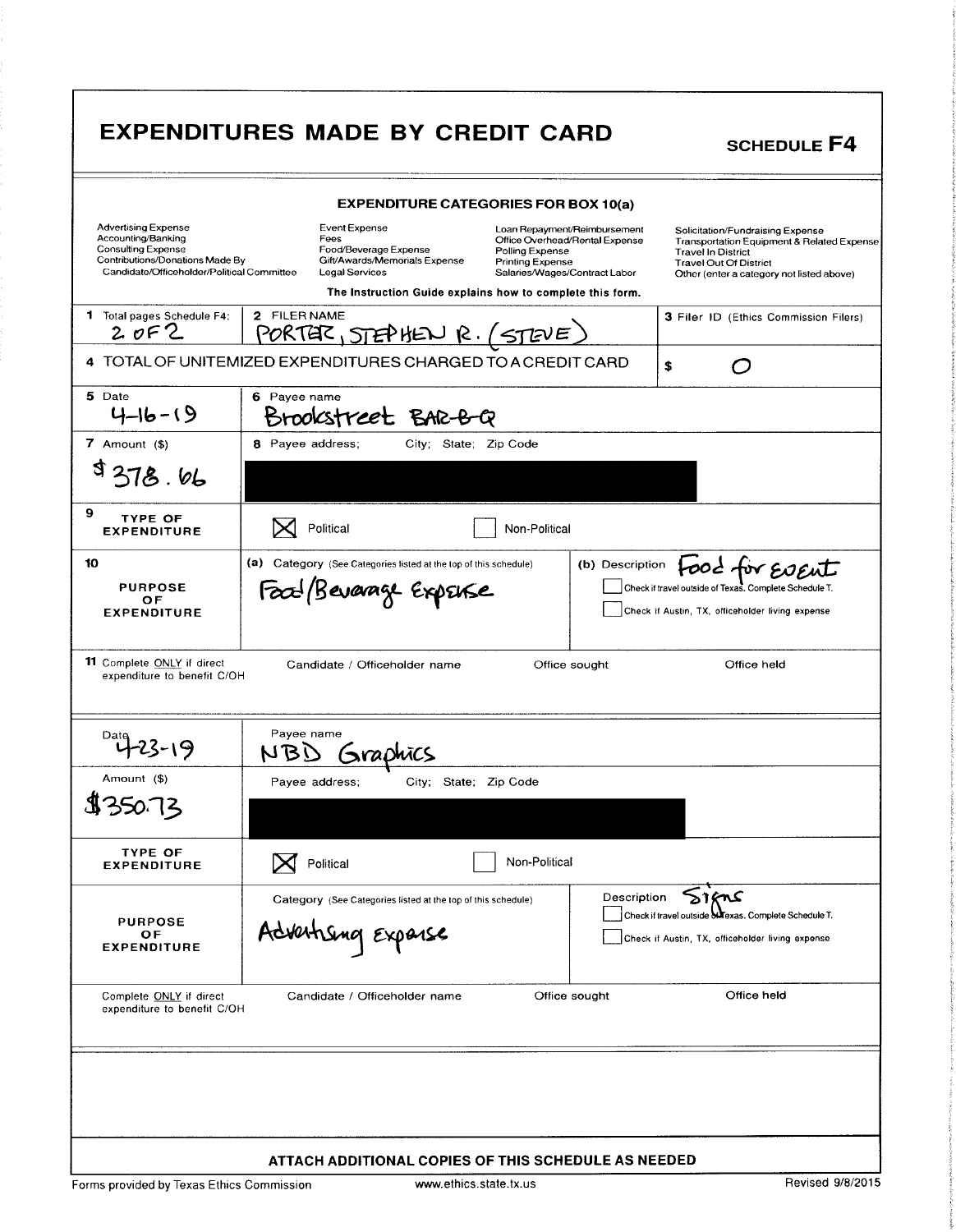# EXPENDITURES MADE BY CREDIT CARD

**SCHEDULE F4**

### EXPENDITURE CATEGORIES FOR BOX 10(a)

| | | | |
|---|---|---|---|
| Advertising Expense | Event Expense | Loan Repayment/Reimbursement | Solicitation/Fundraising Expense |
| Accounting/Banking | Fees | Office Overhead/Rental Expense | Transportation Equipment & Related Expense |
| Consulting Expense | Food/Beverage Expense | Polling Expense | Travel In District |
| Contributions/Donations Made By Candidate/Officeholder/Political Committee | Gift/Awards/Memorials Expense | Printing Expense | Travel Out Of District |
| | Legal Services | Salaries/Wages/Contract Labor | Other (enter a category not listed above) |

**The Instruction Guide explains how to complete this form.**

| | | |
|---|---|---|
| **1** Total pages Schedule F4: 2 OF 2 | **2** FILER NAME PORTER, STEPHEN R. (STEVE) | **3** Filer ID (Ethics Commission Filers) |
| **4** TOTAL OF UNITEMIZED EXPENDITURES CHARGED TO A CREDIT CARD | | $ 0 |

| | |
|---|---|
| **5** Date: 4-16-19 | **6** Payee name: Brookstreet BAR-B-Q |
| **7** Amount ($): $378.66 | **8** Payee address; City; State; Zip Code: [REDACTED] |
| **9** TYPE OF EXPENDITURE | ☒ Political ☐ Non-Political |
| **10** PURPOSE OF EXPENDITURE | (a) Category: Food/Beverage Expense — (b) Description: Food for Event ☐ Check if travel outside of Texas. Complete Schedule T. ☐ Check if Austin, TX, officeholder living expense |
| **11** Complete ONLY if direct expenditure to benefit C/OH | Candidate / Officeholder name — Office sought — Office held |

| | |
|---|---|
| Date: 4-23-19 | Payee name: NBD Graphics |
| Amount ($): $350.73 | Payee address; City; State; Zip Code: [REDACTED] |
| TYPE OF EXPENDITURE | ☒ Political ☐ Non-Political |
| PURPOSE OF EXPENDITURE | Category: Advertising Expense — Description: Signs ☐ Check if travel outside of Texas. Complete Schedule T. ☐ Check if Austin, TX, officeholder living expense |
| Complete ONLY if direct expenditure to benefit C/OH | Candidate / Officeholder name — Office sought — Office held |

**ATTACH ADDITIONAL COPIES OF THIS SCHEDULE AS NEEDED**

Forms provided by Texas Ethics Commission www.ethics.state.tx.us Revised 9/8/2015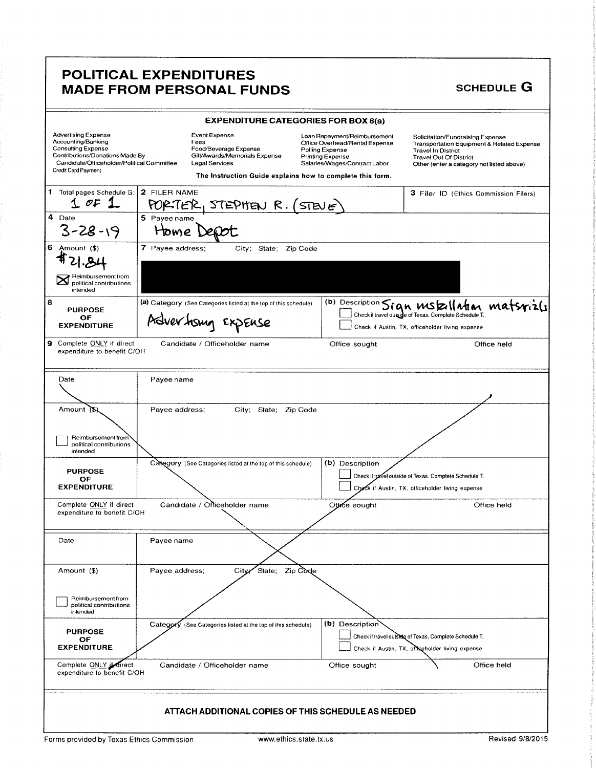# POLITICAL EXPENDITURES MADE FROM PERSONAL FUNDS

## SCHEDULE G

**EXPENDITURE CATEGORIES FOR BOX 8(a)**

| | | | |
|---|---|---|---|
| Advertising Expense | Event Expense | Loan Repayment/Reimbursement | Solicitation/Fundraising Expense |
| Accounting/Banking | Fees | Office Overhead/Rental Expense | Transportation Equipment & Related Expense |
| Consulting Expense | Food/Beverage Expense | Polling Expense | Travel In District |
| Contributions/Donations Made By Candidate/Officeholder/Political Committee | Gift/Awards/Memorials Expense | Printing Expense | Travel Out Of District |
| Credit Card Payment | Legal Services | Salaries/Wages/Contract Labor | Other (enter a category not listed above) |

**The Instruction Guide explains how to complete this form.**

**1** Total pages Schedule G: 1 of 1

**2** FILER NAME: PORTER, STEPHEN R. (STEVE)

**3** Filer ID (Ethics Commission Filers):

**4** Date: 3-28-19

**5** Payee name: Home Depot

**6** Amount ($): $21.84

☒ Reimbursement from political contributions intended

**7** Payee address; City; State; Zip Code: [REDACTED]

**8** PURPOSE OF EXPENDITURE

(a) Category (See Categories listed at the top of this schedule): Advertising Expense

(b) Description: Sign installation materials

☐ Check if travel outside of Texas. Complete Schedule T.

☐ Check if Austin, TX, officeholder living expense

**9** Complete ONLY if direct expenditure to benefit C/OH

Candidate / Officeholder name: | Office sought: | Office held:

---

Date: | Payee name:

Amount ($): | Payee address; City; State; Zip Code:

☐ Reimbursement from political contributions intended

PURPOSE OF EXPENDITURE

Category (See Categories listed at the top of this schedule): | (b) Description:

☐ Check if travel outside of Texas. Complete Schedule T.

☐ Check if Austin, TX, officeholder living expense

Complete ONLY if direct expenditure to benefit C/OH

Candidate / Officeholder name: | Office sought: | Office held:

---

Date: | Payee name:

Amount ($): | Payee address; City; State; Zip Code:

☐ Reimbursement from political contributions intended

PURPOSE OF EXPENDITURE

Category (See Categories listed at the top of this schedule): | (b) Description:

☐ Check if travel outside of Texas. Complete Schedule T.

☐ Check if Austin, TX, officeholder living expense

Complete ONLY if direct expenditure to benefit C/OH

Candidate / Officeholder name: | Office sought: | Office held:

**ATTACH ADDITIONAL COPIES OF THIS SCHEDULE AS NEEDED**

Forms provided by Texas Ethics Commission | www.ethics.state.tx.us | Revised 9/8/2015